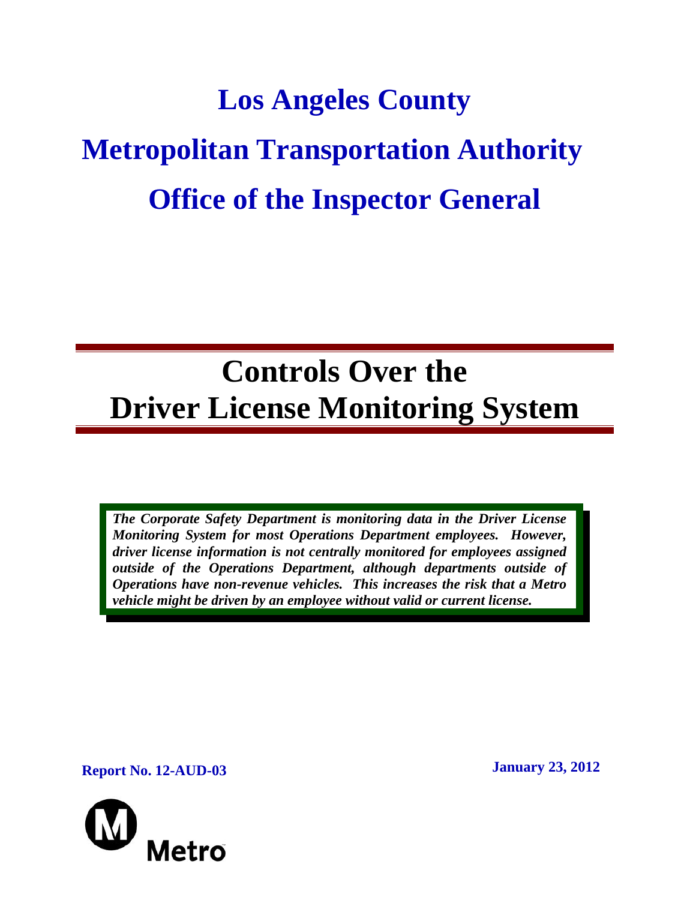# Los Angeles County

# Metropolitan Transportation Authority

# Office of the Inspector General

---

# Controls Over the Driver License Monitoring System

---

***The Corporate Safety Department is monitoring data in the Driver License Monitoring System for most Operations Department employees. However, driver license information is not centrally monitored for employees assigned outside of the Operations Department, although departments outside of Operations have non-revenue vehicles. This increases the risk that a Metro vehicle might be driven by an employee without valid or current license.***

**Report No. 12-AUD-03**

**January 23, 2012**

Metro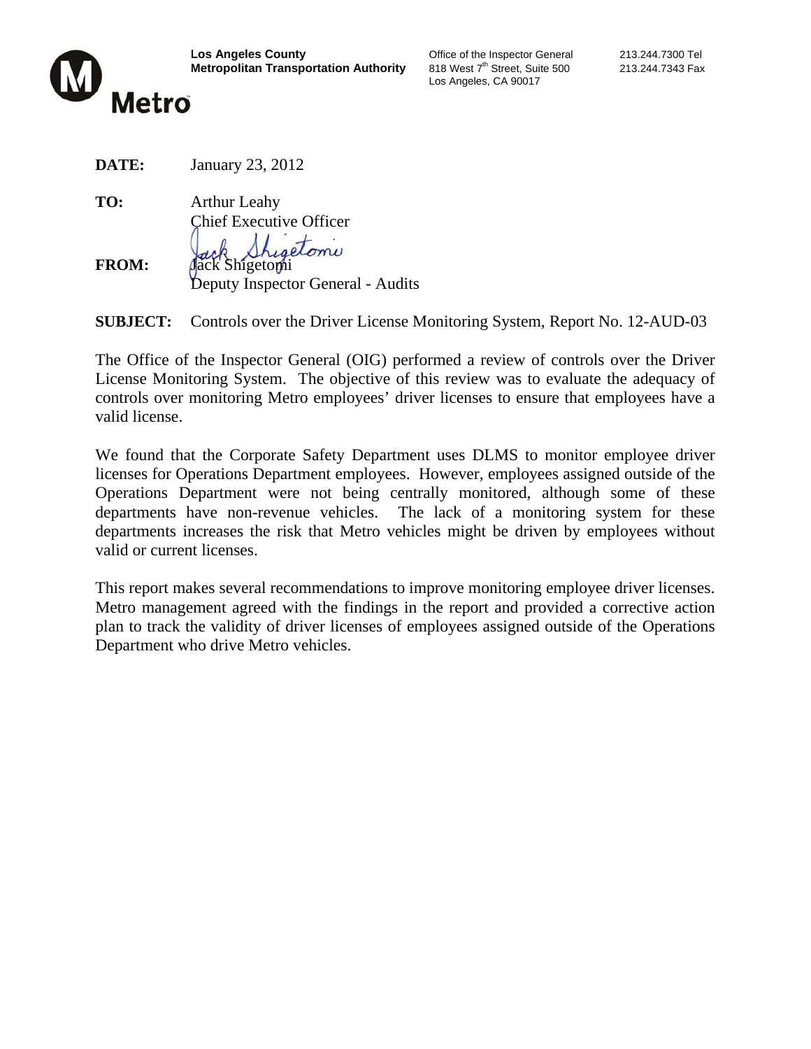**Los Angeles County**
**Metropolitan Transportation Authority**

Office of the Inspector General
818 West 7th Street, Suite 500
Los Angeles, CA 90017

213.244.7300 Tel
213.244.7343 Fax

Metro

**DATE:** January 23, 2012

**TO:** Arthur Leahy
Chief Executive Officer

**FROM:** Jack Shigetomi
Deputy Inspector General - Audits

**SUBJECT:** Controls over the Driver License Monitoring System, Report No. 12-AUD-03

The Office of the Inspector General (OIG) performed a review of controls over the Driver License Monitoring System. The objective of this review was to evaluate the adequacy of controls over monitoring Metro employees' driver licenses to ensure that employees have a valid license.

We found that the Corporate Safety Department uses DLMS to monitor employee driver licenses for Operations Department employees. However, employees assigned outside of the Operations Department were not being centrally monitored, although some of these departments have non-revenue vehicles. The lack of a monitoring system for these departments increases the risk that Metro vehicles might be driven by employees without valid or current licenses.

This report makes several recommendations to improve monitoring employee driver licenses. Metro management agreed with the findings in the report and provided a corrective action plan to track the validity of driver licenses of employees assigned outside of the Operations Department who drive Metro vehicles.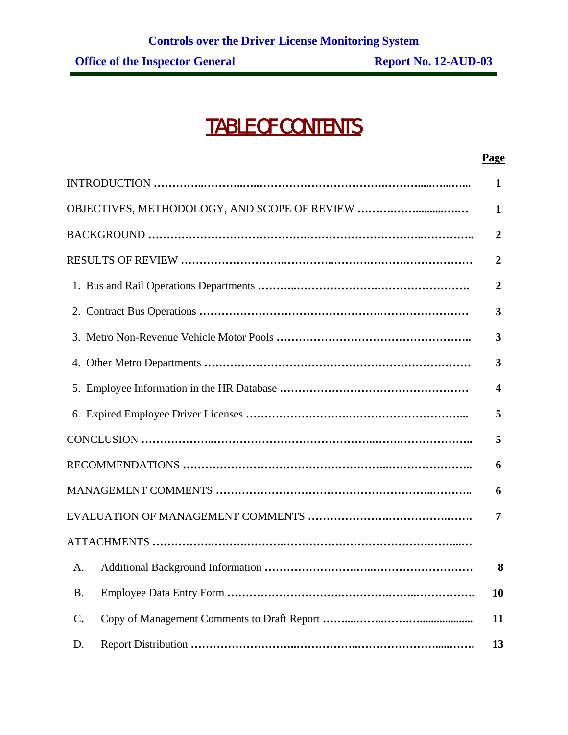# TABLE OF CONTENTS

| | Page |
|---|---|
| INTRODUCTION | 1 |
| OBJECTIVES, METHODOLOGY, AND SCOPE OF REVIEW | 1 |
| BACKGROUND | 2 |
| RESULTS OF REVIEW | 2 |
| 1. Bus and Rail Operations Departments | 2 |
| 2. Contract Bus Operations | 3 |
| 3. Metro Non-Revenue Vehicle Motor Pools | 3 |
| 4. Other Metro Departments | 3 |
| 5. Employee Information in the HR Database | 4 |
| 6. Expired Employee Driver Licenses | 5 |
| CONCLUSION | 5 |
| RECOMMENDATIONS | 6 |
| MANAGEMENT COMMENTS | 6 |
| EVALUATION OF MANAGEMENT COMMENTS | 7 |
| ATTACHMENTS | |
| A. Additional Background Information | 8 |
| B. Employee Data Entry Form | 10 |
| C. Copy of Management Comments to Draft Report | 11 |
| D. Report Distribution | 13 |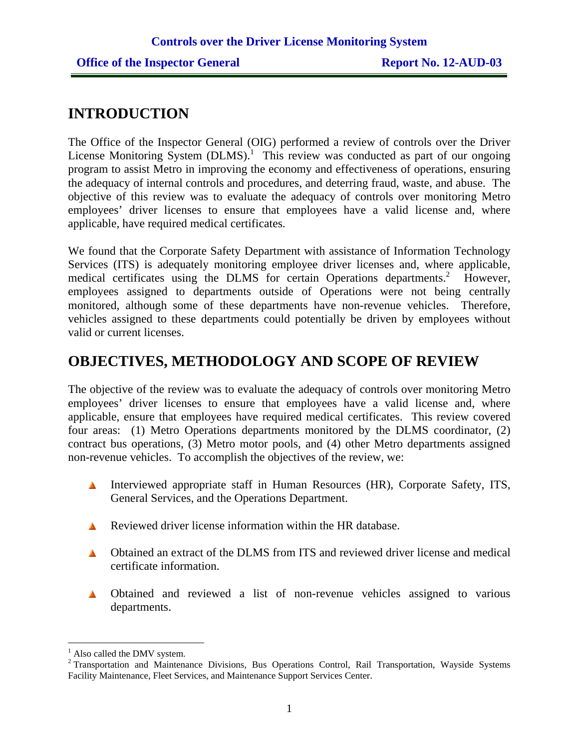# INTRODUCTION

The Office of the Inspector General (OIG) performed a review of controls over the Driver License Monitoring System (DLMS).[1] This review was conducted as part of our ongoing program to assist Metro in improving the economy and effectiveness of operations, ensuring the adequacy of internal controls and procedures, and deterring fraud, waste, and abuse. The objective of this review was to evaluate the adequacy of controls over monitoring Metro employees' driver licenses to ensure that employees have a valid license and, where applicable, have required medical certificates.

We found that the Corporate Safety Department with assistance of Information Technology Services (ITS) is adequately monitoring employee driver licenses and, where applicable, medical certificates using the DLMS for certain Operations departments.[2] However, employees assigned to departments outside of Operations were not being centrally monitored, although some of these departments have non-revenue vehicles. Therefore, vehicles assigned to these departments could potentially be driven by employees without valid or current licenses.

# OBJECTIVES, METHODOLOGY AND SCOPE OF REVIEW

The objective of the review was to evaluate the adequacy of controls over monitoring Metro employees' driver licenses to ensure that employees have a valid license and, where applicable, ensure that employees have required medical certificates. This review covered four areas: (1) Metro Operations departments monitored by the DLMS coordinator, (2) contract bus operations, (3) Metro motor pools, and (4) other Metro departments assigned non-revenue vehicles. To accomplish the objectives of the review, we:

- Interviewed appropriate staff in Human Resources (HR), Corporate Safety, ITS, General Services, and the Operations Department.
- Reviewed driver license information within the HR database.
- Obtained an extract of the DLMS from ITS and reviewed driver license and medical certificate information.
- Obtained and reviewed a list of non-revenue vehicles assigned to various departments.

---

[1] Also called the DMV system.

[2] Transportation and Maintenance Divisions, Bus Operations Control, Rail Transportation, Wayside Systems Facility Maintenance, Fleet Services, and Maintenance Support Services Center.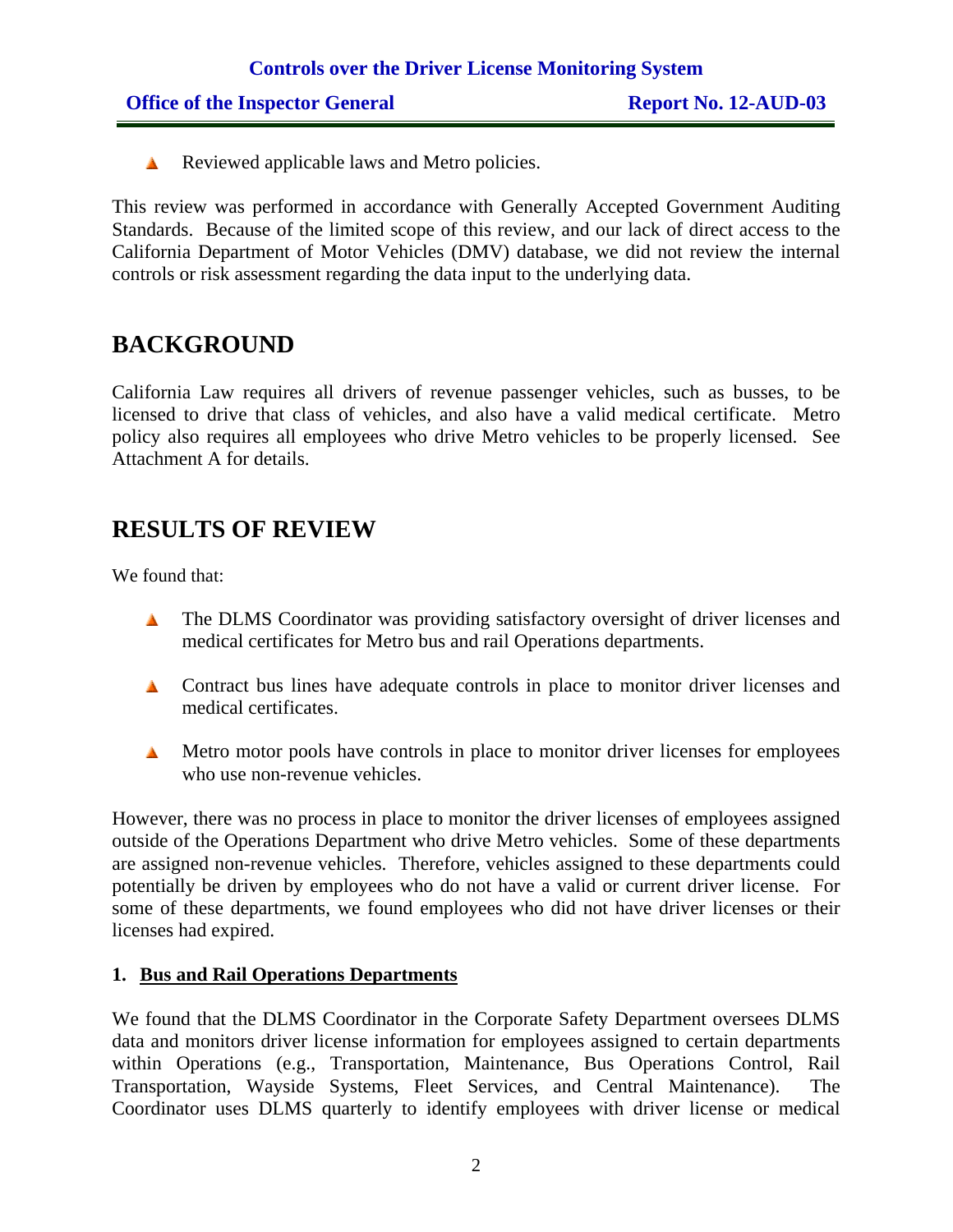- Reviewed applicable laws and Metro policies.

This review was performed in accordance with Generally Accepted Government Auditing Standards. Because of the limited scope of this review, and our lack of direct access to the California Department of Motor Vehicles (DMV) database, we did not review the internal controls or risk assessment regarding the data input to the underlying data.

# BACKGROUND

California Law requires all drivers of revenue passenger vehicles, such as busses, to be licensed to drive that class of vehicles, and also have a valid medical certificate. Metro policy also requires all employees who drive Metro vehicles to be properly licensed. See Attachment A for details.

# RESULTS OF REVIEW

We found that:

- The DLMS Coordinator was providing satisfactory oversight of driver licenses and medical certificates for Metro bus and rail Operations departments.
- Contract bus lines have adequate controls in place to monitor driver licenses and medical certificates.
- Metro motor pools have controls in place to monitor driver licenses for employees who use non-revenue vehicles.

However, there was no process in place to monitor the driver licenses of employees assigned outside of the Operations Department who drive Metro vehicles. Some of these departments are assigned non-revenue vehicles. Therefore, vehicles assigned to these departments could potentially be driven by employees who do not have a valid or current driver license. For some of these departments, we found employees who did not have driver licenses or their licenses had expired.

### 1. Bus and Rail Operations Departments

We found that the DLMS Coordinator in the Corporate Safety Department oversees DLMS data and monitors driver license information for employees assigned to certain departments within Operations (e.g., Transportation, Maintenance, Bus Operations Control, Rail Transportation, Wayside Systems, Fleet Services, and Central Maintenance). The Coordinator uses DLMS quarterly to identify employees with driver license or medical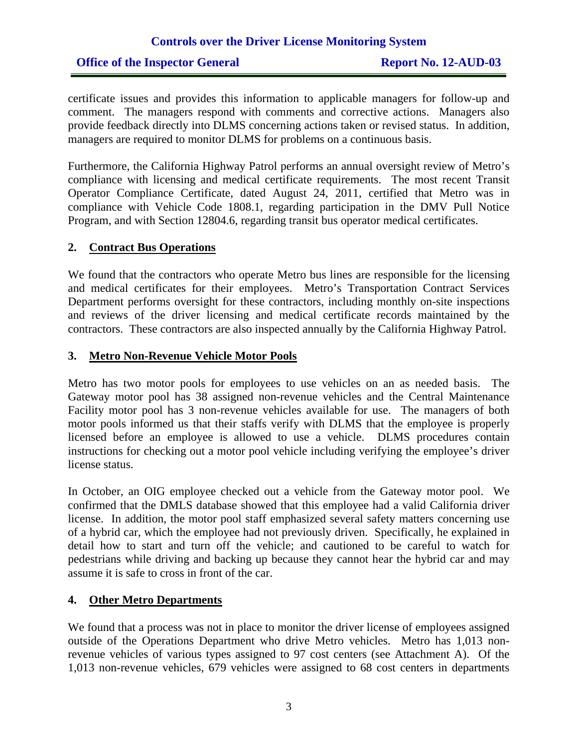certificate issues and provides this information to applicable managers for follow-up and comment. The managers respond with comments and corrective actions. Managers also provide feedback directly into DLMS concerning actions taken or revised status. In addition, managers are required to monitor DLMS for problems on a continuous basis.

Furthermore, the California Highway Patrol performs an annual oversight review of Metro's compliance with licensing and medical certificate requirements. The most recent Transit Operator Compliance Certificate, dated August 24, 2011, certified that Metro was in compliance with Vehicle Code 1808.1, regarding participation in the DMV Pull Notice Program, and with Section 12804.6, regarding transit bus operator medical certificates.

### 2. Contract Bus Operations

We found that the contractors who operate Metro bus lines are responsible for the licensing and medical certificates for their employees. Metro's Transportation Contract Services Department performs oversight for these contractors, including monthly on-site inspections and reviews of the driver licensing and medical certificate records maintained by the contractors. These contractors are also inspected annually by the California Highway Patrol.

### 3. Metro Non-Revenue Vehicle Motor Pools

Metro has two motor pools for employees to use vehicles on an as needed basis. The Gateway motor pool has 38 assigned non-revenue vehicles and the Central Maintenance Facility motor pool has 3 non-revenue vehicles available for use. The managers of both motor pools informed us that their staffs verify with DLMS that the employee is properly licensed before an employee is allowed to use a vehicle. DLMS procedures contain instructions for checking out a motor pool vehicle including verifying the employee's driver license status.

In October, an OIG employee checked out a vehicle from the Gateway motor pool. We confirmed that the DMLS database showed that this employee had a valid California driver license. In addition, the motor pool staff emphasized several safety matters concerning use of a hybrid car, which the employee had not previously driven. Specifically, he explained in detail how to start and turn off the vehicle; and cautioned to be careful to watch for pedestrians while driving and backing up because they cannot hear the hybrid car and may assume it is safe to cross in front of the car.

### 4. Other Metro Departments

We found that a process was not in place to monitor the driver license of employees assigned outside of the Operations Department who drive Metro vehicles. Metro has 1,013 non-revenue vehicles of various types assigned to 97 cost centers (see Attachment A). Of the 1,013 non-revenue vehicles, 679 vehicles were assigned to 68 cost centers in departments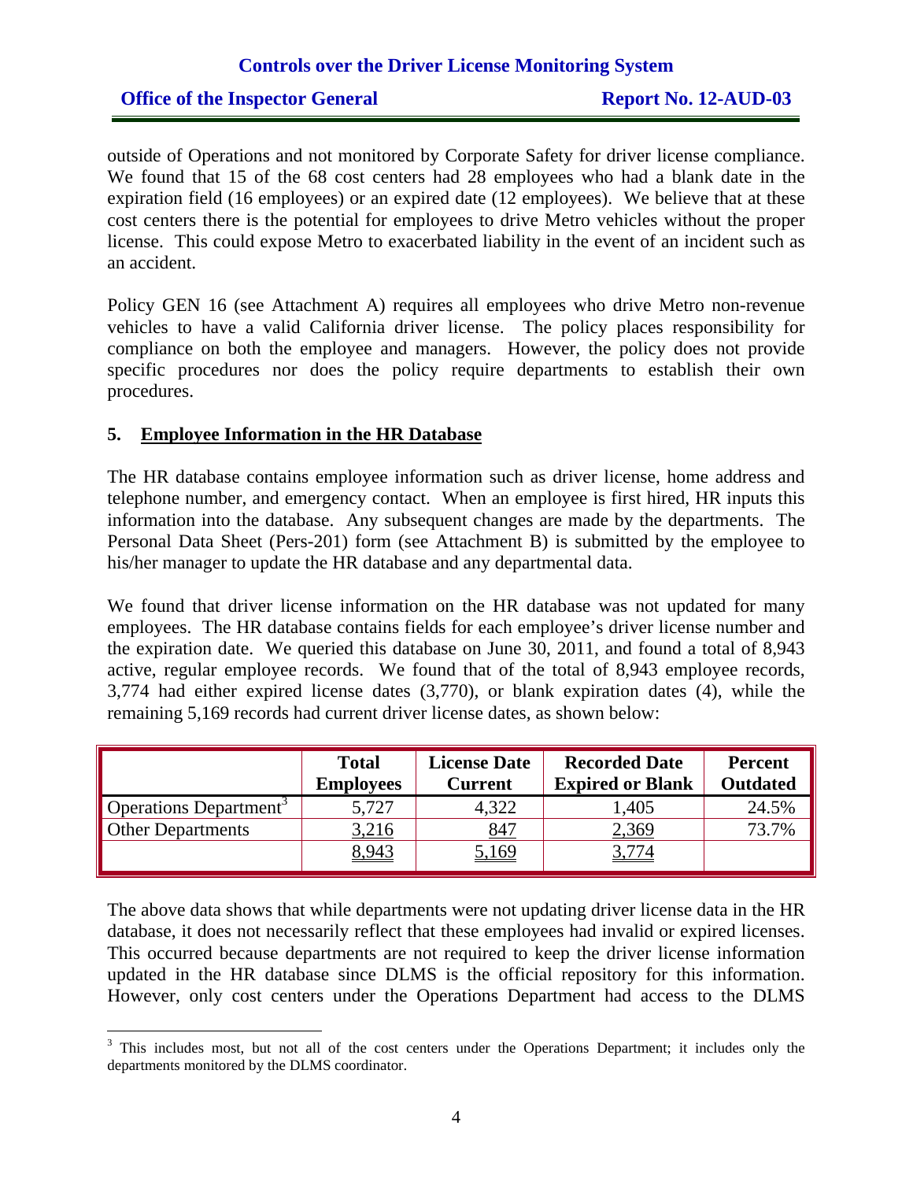outside of Operations and not monitored by Corporate Safety for driver license compliance. We found that 15 of the 68 cost centers had 28 employees who had a blank date in the expiration field (16 employees) or an expired date (12 employees). We believe that at these cost centers there is the potential for employees to drive Metro vehicles without the proper license. This could expose Metro to exacerbated liability in the event of an incident such as an accident.

Policy GEN 16 (see Attachment A) requires all employees who drive Metro non-revenue vehicles to have a valid California driver license. The policy places responsibility for compliance on both the employee and managers. However, the policy does not provide specific procedures nor does the policy require departments to establish their own procedures.

### 5. Employee Information in the HR Database

The HR database contains employee information such as driver license, home address and telephone number, and emergency contact. When an employee is first hired, HR inputs this information into the database. Any subsequent changes are made by the departments. The Personal Data Sheet (Pers-201) form (see Attachment B) is submitted by the employee to his/her manager to update the HR database and any departmental data.

We found that driver license information on the HR database was not updated for many employees. The HR database contains fields for each employee's driver license number and the expiration date. We queried this database on June 30, 2011, and found a total of 8,943 active, regular employee records. We found that of the total of 8,943 employee records, 3,774 had either expired license dates (3,770), or blank expiration dates (4), while the remaining 5,169 records had current driver license dates, as shown below:

| | Total Employees | License Date Current | Recorded Date Expired or Blank | Percent Outdated |
|---|---|---|---|---|
| Operations Department[3] | 5,727 | 4,322 | 1,405 | 24.5% |
| Other Departments | 3,216 | 847 | 2,369 | 73.7% |
| | 8,943 | 5,169 | 3,774 | |

The above data shows that while departments were not updating driver license data in the HR database, it does not necessarily reflect that these employees had invalid or expired licenses. This occurred because departments are not required to keep the driver license information updated in the HR database since DLMS is the official repository for this information. However, only cost centers under the Operations Department had access to the DLMS

[3] This includes most, but not all of the cost centers under the Operations Department; it includes only the departments monitored by the DLMS coordinator.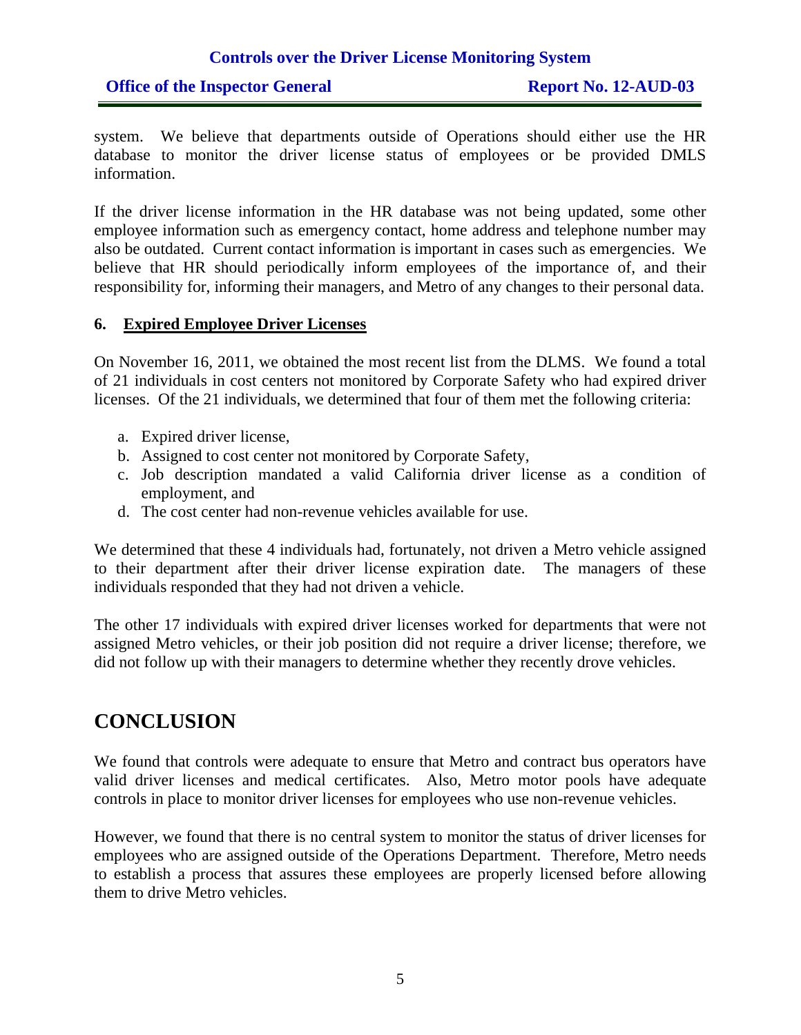system. We believe that departments outside of Operations should either use the HR database to monitor the driver license status of employees or be provided DMLS information.

If the driver license information in the HR database was not being updated, some other employee information such as emergency contact, home address and telephone number may also be outdated. Current contact information is important in cases such as emergencies. We believe that HR should periodically inform employees of the importance of, and their responsibility for, informing their managers, and Metro of any changes to their personal data.

### 6. Expired Employee Driver Licenses

On November 16, 2011, we obtained the most recent list from the DLMS. We found a total of 21 individuals in cost centers not monitored by Corporate Safety who had expired driver licenses. Of the 21 individuals, we determined that four of them met the following criteria:

a. Expired driver license,
b. Assigned to cost center not monitored by Corporate Safety,
c. Job description mandated a valid California driver license as a condition of employment, and
d. The cost center had non-revenue vehicles available for use.

We determined that these 4 individuals had, fortunately, not driven a Metro vehicle assigned to their department after their driver license expiration date. The managers of these individuals responded that they had not driven a vehicle.

The other 17 individuals with expired driver licenses worked for departments that were not assigned Metro vehicles, or their job position did not require a driver license; therefore, we did not follow up with their managers to determine whether they recently drove vehicles.

## CONCLUSION

We found that controls were adequate to ensure that Metro and contract bus operators have valid driver licenses and medical certificates. Also, Metro motor pools have adequate controls in place to monitor driver licenses for employees who use non-revenue vehicles.

However, we found that there is no central system to monitor the status of driver licenses for employees who are assigned outside of the Operations Department. Therefore, Metro needs to establish a process that assures these employees are properly licensed before allowing them to drive Metro vehicles.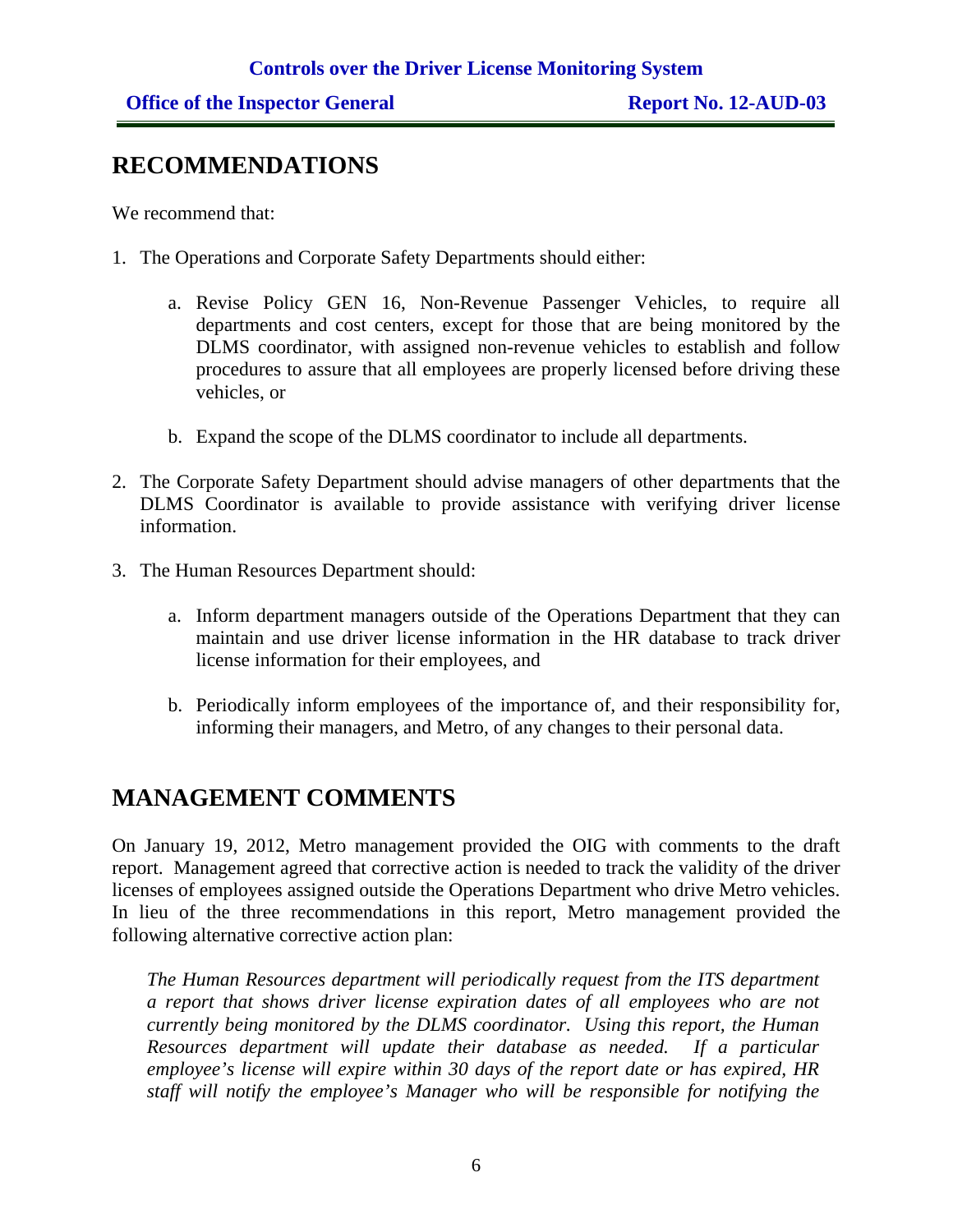## RECOMMENDATIONS

We recommend that:

1. The Operations and Corporate Safety Departments should either:

   a. Revise Policy GEN 16, Non-Revenue Passenger Vehicles, to require all departments and cost centers, except for those that are being monitored by the DLMS coordinator, with assigned non-revenue vehicles to establish and follow procedures to assure that all employees are properly licensed before driving these vehicles, or

   b. Expand the scope of the DLMS coordinator to include all departments.

2. The Corporate Safety Department should advise managers of other departments that the DLMS Coordinator is available to provide assistance with verifying driver license information.

3. The Human Resources Department should:

   a. Inform department managers outside of the Operations Department that they can maintain and use driver license information in the HR database to track driver license information for their employees, and

   b. Periodically inform employees of the importance of, and their responsibility for, informing their managers, and Metro, of any changes to their personal data.

## MANAGEMENT COMMENTS

On January 19, 2012, Metro management provided the OIG with comments to the draft report. Management agreed that corrective action is needed to track the validity of the driver licenses of employees assigned outside the Operations Department who drive Metro vehicles. In lieu of the three recommendations in this report, Metro management provided the following alternative corrective action plan:

> *The Human Resources department will periodically request from the ITS department a report that shows driver license expiration dates of all employees who are not currently being monitored by the DLMS coordinator. Using this report, the Human Resources department will update their database as needed. If a particular employee's license will expire within 30 days of the report date or has expired, HR staff will notify the employee's Manager who will be responsible for notifying the*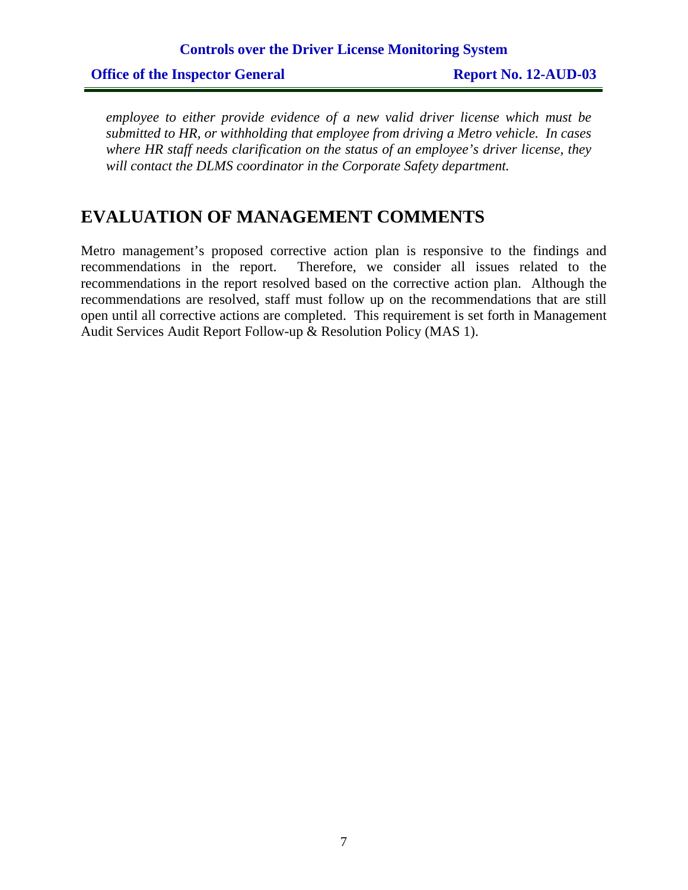*employee to either provide evidence of a new valid driver license which must be submitted to HR, or withholding that employee from driving a Metro vehicle. In cases where HR staff needs clarification on the status of an employee's driver license, they will contact the DLMS coordinator in the Corporate Safety department.*

# EVALUATION OF MANAGEMENT COMMENTS

Metro management's proposed corrective action plan is responsive to the findings and recommendations in the report. Therefore, we consider all issues related to the recommendations in the report resolved based on the corrective action plan. Although the recommendations are resolved, staff must follow up on the recommendations that are still open until all corrective actions are completed. This requirement is set forth in Management Audit Services Audit Report Follow-up & Resolution Policy (MAS 1).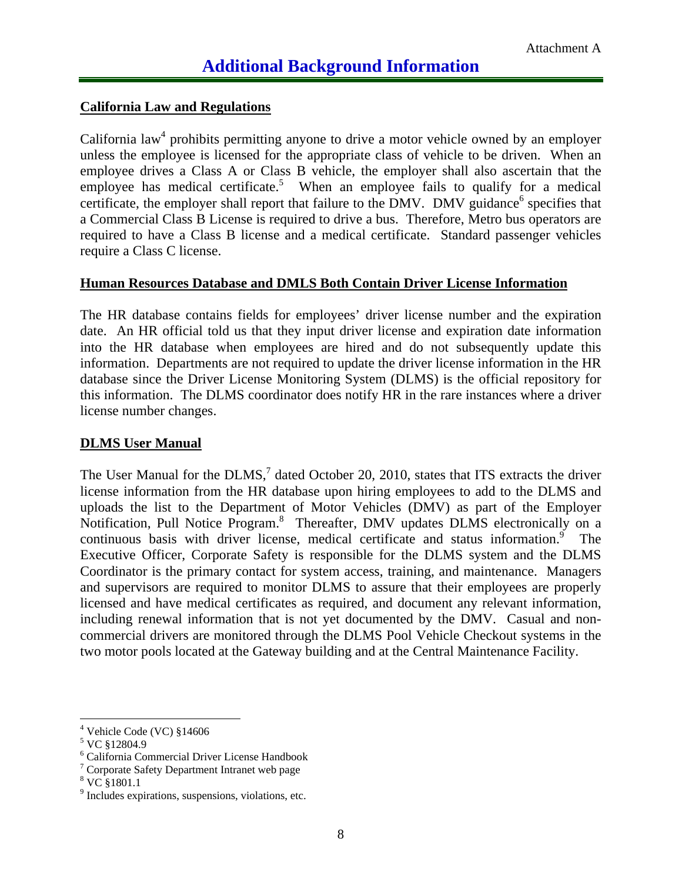Attachment A

# Additional Background Information

## California Law and Regulations

California law[4] prohibits permitting anyone to drive a motor vehicle owned by an employer unless the employee is licensed for the appropriate class of vehicle to be driven. When an employee drives a Class A or Class B vehicle, the employer shall also ascertain that the employee has medical certificate.[5] When an employee fails to qualify for a medical certificate, the employer shall report that failure to the DMV. DMV guidance[6] specifies that a Commercial Class B License is required to drive a bus. Therefore, Metro bus operators are required to have a Class B license and a medical certificate. Standard passenger vehicles require a Class C license.

## Human Resources Database and DMLS Both Contain Driver License Information

The HR database contains fields for employees' driver license number and the expiration date. An HR official told us that they input driver license and expiration date information into the HR database when employees are hired and do not subsequently update this information. Departments are not required to update the driver license information in the HR database since the Driver License Monitoring System (DLMS) is the official repository for this information. The DLMS coordinator does notify HR in the rare instances where a driver license number changes.

## DLMS User Manual

The User Manual for the DLMS,[7] dated October 20, 2010, states that ITS extracts the driver license information from the HR database upon hiring employees to add to the DLMS and uploads the list to the Department of Motor Vehicles (DMV) as part of the Employer Notification, Pull Notice Program.[8] Thereafter, DMV updates DLMS electronically on a continuous basis with driver license, medical certificate and status information.[9] The Executive Officer, Corporate Safety is responsible for the DLMS system and the DLMS Coordinator is the primary contact for system access, training, and maintenance. Managers and supervisors are required to monitor DLMS to assure that their employees are properly licensed and have medical certificates as required, and document any relevant information, including renewal information that is not yet documented by the DMV. Casual and non-commercial drivers are monitored through the DLMS Pool Vehicle Checkout systems in the two motor pools located at the Gateway building and at the Central Maintenance Facility.

---

[4] Vehicle Code (VC) §14606
[5] VC §12804.9
[6] California Commercial Driver License Handbook
[7] Corporate Safety Department Intranet web page
[8] VC §1801.1
[9] Includes expirations, suspensions, violations, etc.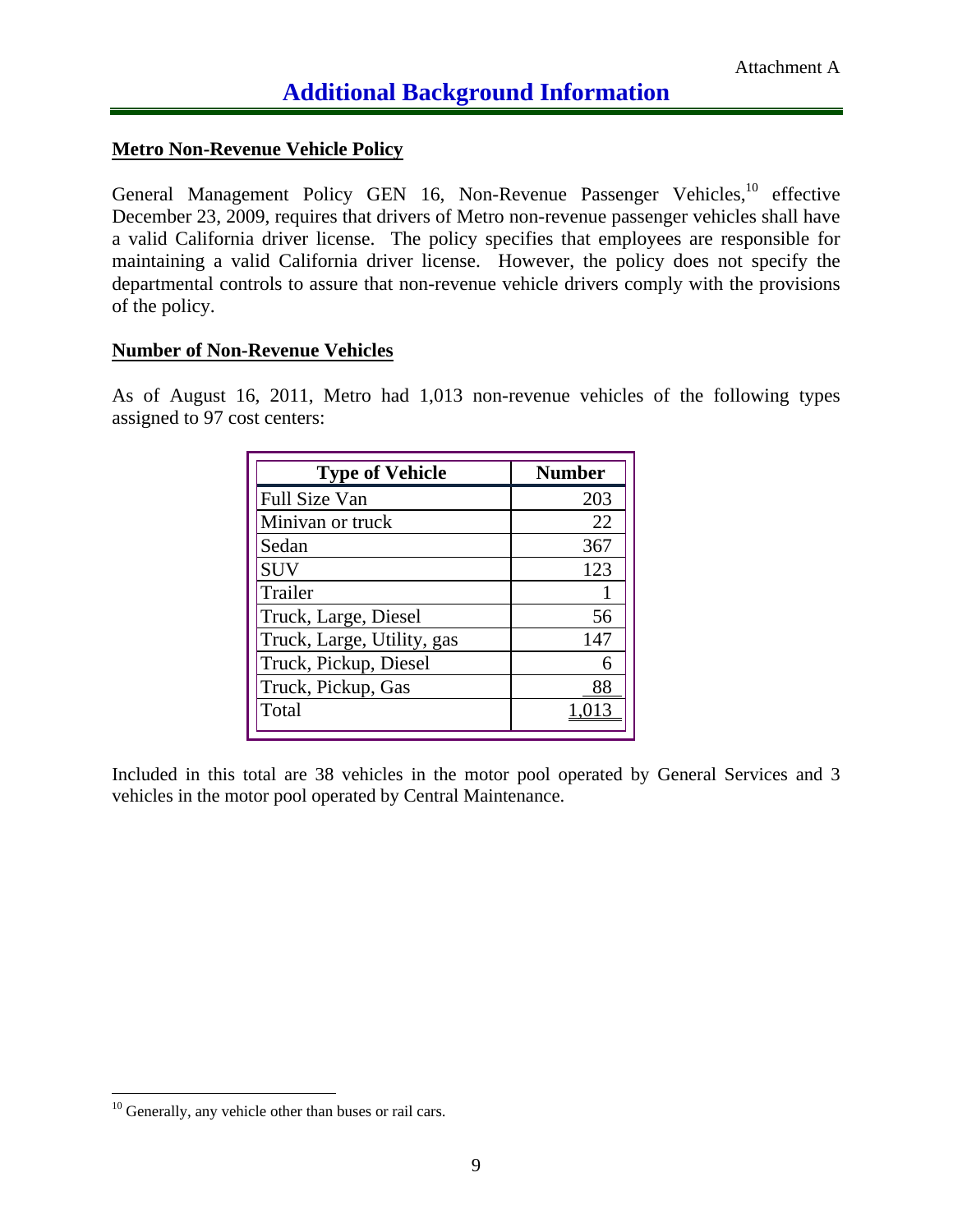Attachment A

# Additional Background Information

**Metro Non-Revenue Vehicle Policy**

General Management Policy GEN 16, Non-Revenue Passenger Vehicles,[10] effective December 23, 2009, requires that drivers of Metro non-revenue passenger vehicles shall have a valid California driver license. The policy specifies that employees are responsible for maintaining a valid California driver license. However, the policy does not specify the departmental controls to assure that non-revenue vehicle drivers comply with the provisions of the policy.

**Number of Non-Revenue Vehicles**

As of August 16, 2011, Metro had 1,013 non-revenue vehicles of the following types assigned to 97 cost centers:

| Type of Vehicle | Number |
|---|---|
| Full Size Van | 203 |
| Minivan or truck | 22 |
| Sedan | 367 |
| SUV | 123 |
| Trailer | 1 |
| Truck, Large, Diesel | 56 |
| Truck, Large, Utility, gas | 147 |
| Truck, Pickup, Diesel | 6 |
| Truck, Pickup, Gas | 88 |
| Total | 1,013 |

Included in this total are 38 vehicles in the motor pool operated by General Services and 3 vehicles in the motor pool operated by Central Maintenance.

[10] Generally, any vehicle other than buses or rail cars.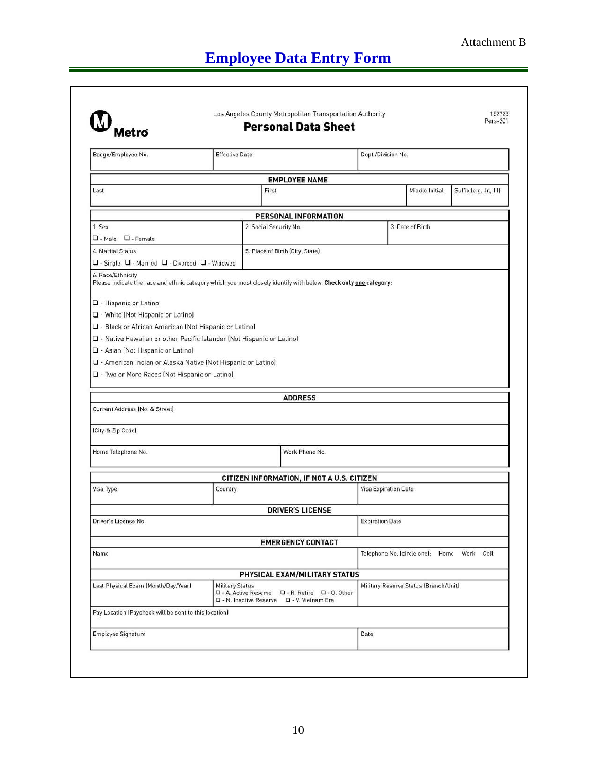Attachment B

# Employee Data Entry Form

Los Angeles County Metropolitan Transportation Authority

Metro

## Personal Data Sheet

152723
Pers-201

| Badge/Employee No. | Effective Date | Dept./Division No. |
|---|---|---|
| | | |

### EMPLOYEE NAME

| Last | First | Middle Initial | Suffix (e.g. Jr., III) |
|---|---|---|---|
| | | | |

### PERSONAL INFORMATION

| 1. Sex | 2. Social Security No. | 3. Date of Birth |
|---|---|---|
| ❑ - Male ❑ - Female | | |

| 4. Marital Status | 5. Place of Birth (City, State) |
|---|---|
| ❑ - Single ❑ - Married ❑ - Divorced ❑ - Widowed | |

6. Race/Ethnicity
Please indicate the race and ethnic category which you most closely identify with below. **Check only one category:**

- ❑ - Hispanic or Latino
- ❑ - White (Not Hispanic or Latino)
- ❑ - Black or African American (Not Hispanic or Latino)
- ❑ - Native Hawaiian or other Pacific Islander (Not Hispanic or Latino)
- ❑ - Asian (Not Hispanic or Latino)
- ❑ - American Indian or Alaska Native (Not Hispanic or Latino)
- ❑ - Two or More Races (Not Hispanic or Latino)

### ADDRESS

| Current Address (No. & Street) | |
|---|---|
| (City & Zip Code) | |
| Home Telephone No. | Work Phone No. |

### CITIZEN INFORMATION, IF NOT A U.S. CITIZEN

| Visa Type | Country | Visa Expiration Date |
|---|---|---|
| | | |

### DRIVER'S LICENSE

| Driver's License No. | Expiration Date |
|---|---|
| | |

### EMERGENCY CONTACT

| Name | Telephone No. (circle one): Home Work Cell |
|---|---|
| | |

### PHYSICAL EXAM/MILITARY STATUS

| Last Physical Exam (Month/Day/Year) | Military Status ❑ - A. Active Reserve ❑ - R. Retire ❑ - O. Other ❑ - N. Inactive Reserve ❑ - V. Vietnam Era | Military Reserve Status (Branch/Unit) |
|---|---|---|
| | | |

| Pay Location (Paycheck will be sent to this location) | |
|---|---|
| Employee Signature | Date |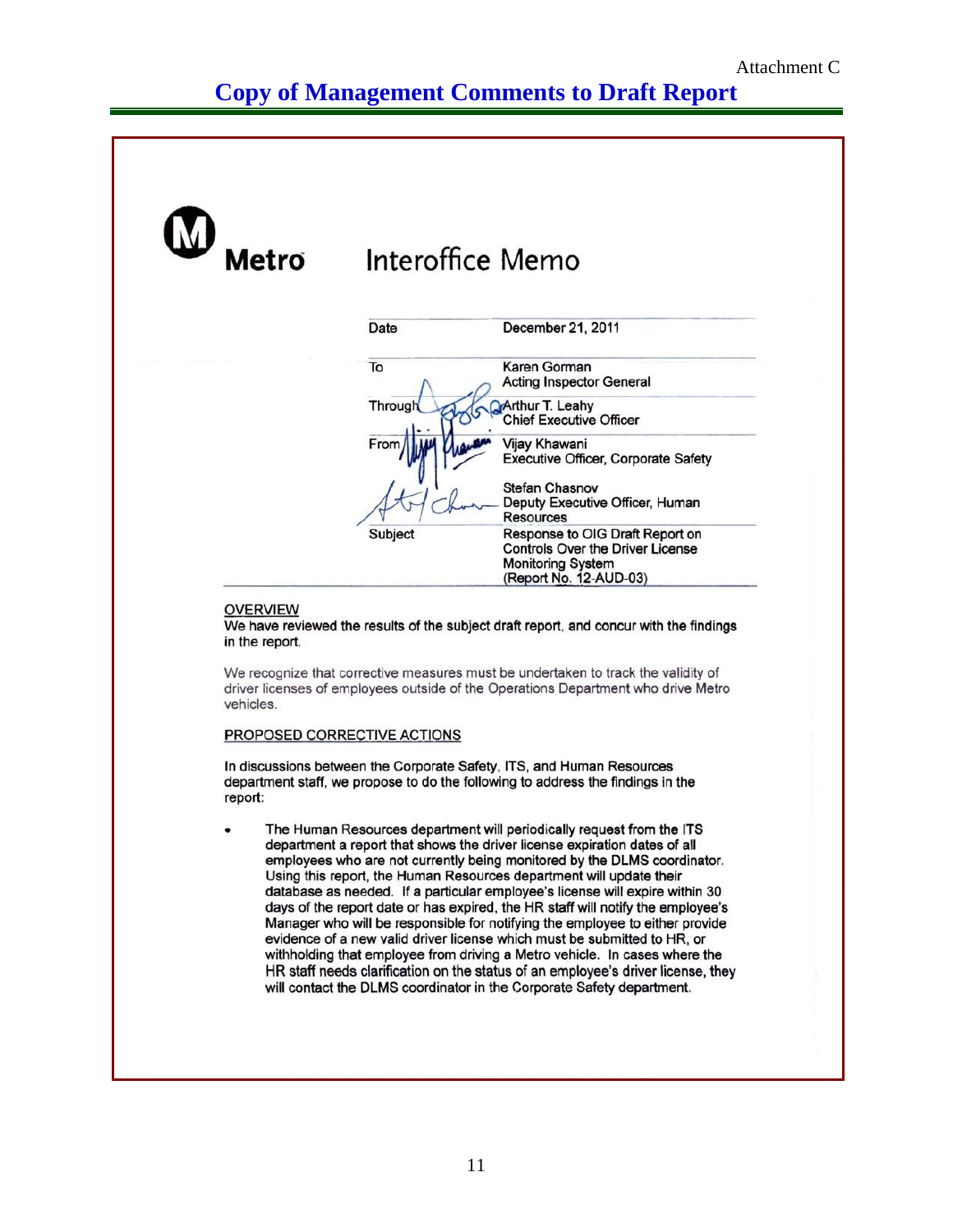Attachment C

# Copy of Management Comments to Draft Report

**Metro** Interoffice Memo

| | |
|---|---|
| Date | December 21, 2011 |
| To | Karen Gorman<br>Acting Inspector General |
| Through | Arthur T. Leahy<br>Chief Executive Officer |
| From | Vijay Khawani<br>Executive Officer, Corporate Safety<br><br>Stefan Chasnov<br>Deputy Executive Officer, Human Resources |
| Subject | Response to OIG Draft Report on Controls Over the Driver License Monitoring System<br>(Report No. 12-AUD-03) |

OVERVIEW

We have reviewed the results of the subject draft report, and concur with the findings in the report.

We recognize that corrective measures must be undertaken to track the validity of driver licenses of employees outside of the Operations Department who drive Metro vehicles.

PROPOSED CORRECTIVE ACTIONS

In discussions between the Corporate Safety, ITS, and Human Resources department staff, we propose to do the following to address the findings in the report:

- The Human Resources department will periodically request from the ITS department a report that shows the driver license expiration dates of all employees who are not currently being monitored by the DLMS coordinator. Using this report, the Human Resources department will update their database as needed. If a particular employee's license will expire within 30 days of the report date or has expired, the HR staff will notify the employee's Manager who will be responsible for notifying the employee to either provide evidence of a new valid driver license which must be submitted to HR, or withholding that employee from driving a Metro vehicle. In cases where the HR staff needs clarification on the status of an employee's driver license, they will contact the DLMS coordinator in the Corporate Safety department.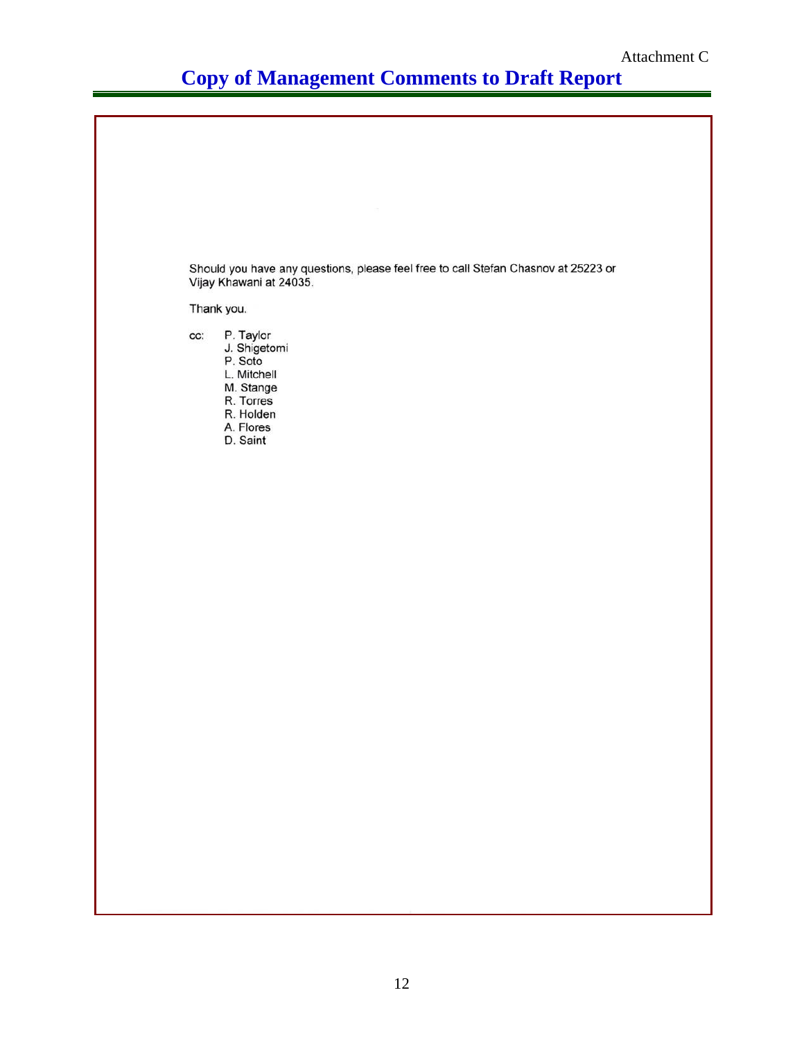Attachment C

# Copy of Management Comments to Draft Report

Should you have any questions, please feel free to call Stefan Chasnov at 25223 or Vijay Khawani at 24035.

Thank you.

cc: P. Taylor
J. Shigetomi
P. Soto
L. Mitchell
M. Stange
R. Torres
R. Holden
A. Flores
D. Saint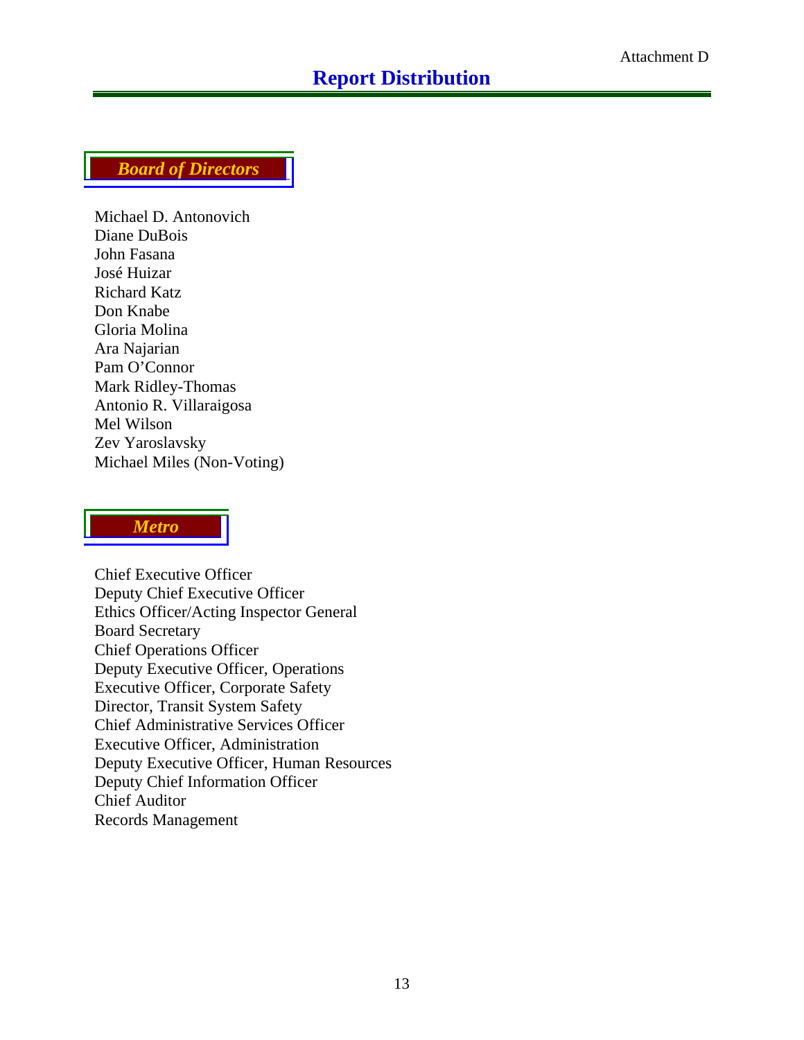Attachment D

# Report Distribution

## *Board of Directors*

Michael D. Antonovich
Diane DuBois
John Fasana
José Huizar
Richard Katz
Don Knabe
Gloria Molina
Ara Najarian
Pam O'Connor
Mark Ridley-Thomas
Antonio R. Villaraigosa
Mel Wilson
Zev Yaroslavsky
Michael Miles (Non-Voting)

## *Metro*

Chief Executive Officer
Deputy Chief Executive Officer
Ethics Officer/Acting Inspector General
Board Secretary
Chief Operations Officer
Deputy Executive Officer, Operations
Executive Officer, Corporate Safety
Director, Transit System Safety
Chief Administrative Services Officer
Executive Officer, Administration
Deputy Executive Officer, Human Resources
Deputy Chief Information Officer
Chief Auditor
Records Management